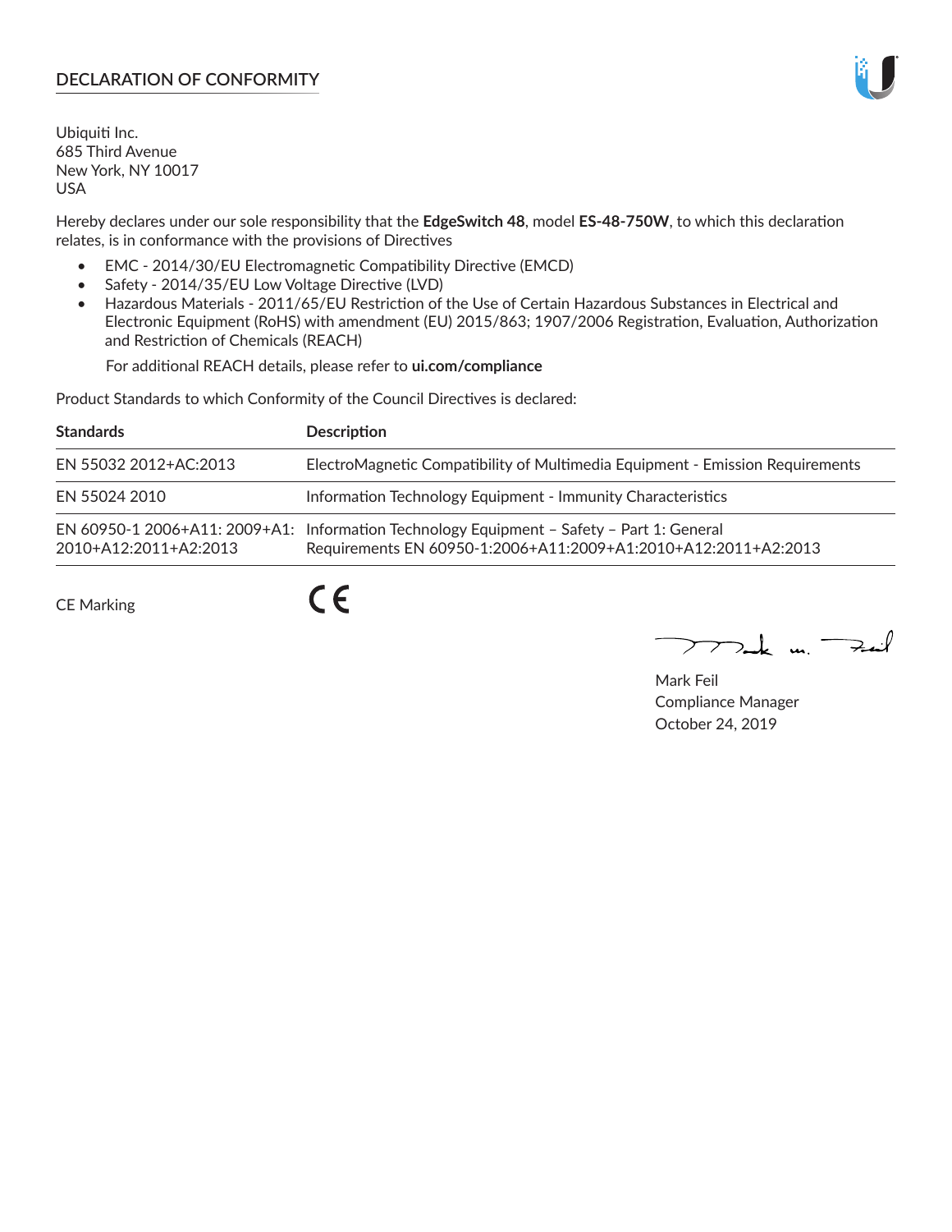## DECLARATION OF CONFORMITY

Ubiquiti Inc.
685 Third Avenue
New York, NY 10017
USA

Hereby declares under our sole responsibility that the **EdgeSwitch 48**, model **ES-48-750W**, to which this declaration relates, is in conformance with the provisions of Directives

- EMC - 2014/30/EU Electromagnetic Compatibility Directive (EMCD)
- Safety - 2014/35/EU Low Voltage Directive (LVD)
- Hazardous Materials - 2011/65/EU Restriction of the Use of Certain Hazardous Substances in Electrical and Electronic Equipment (RoHS) with amendment (EU) 2015/863; 1907/2006 Registration, Evaluation, Authorization and Restriction of Chemicals (REACH)

  For additional REACH details, please refer to **ui.com/compliance**

Product Standards to which Conformity of the Council Directives is declared:

| **Standards** | **Description** |
|---|---|
| EN 55032 2012+AC:2013 | ElectroMagnetic Compatibility of Multimedia Equipment - Emission Requirements |
| EN 55024 2010 | Information Technology Equipment - Immunity Characteristics |
| EN 60950-1 2006+A11: 2009+A1: 2010+A12:2011+A2:2013 | Information Technology Equipment – Safety – Part 1: General Requirements EN 60950-1:2006+A11:2009+A1:2010+A12:2011+A2:2013 |

CE Marking CE

Mark Feil
Compliance Manager
October 24, 2019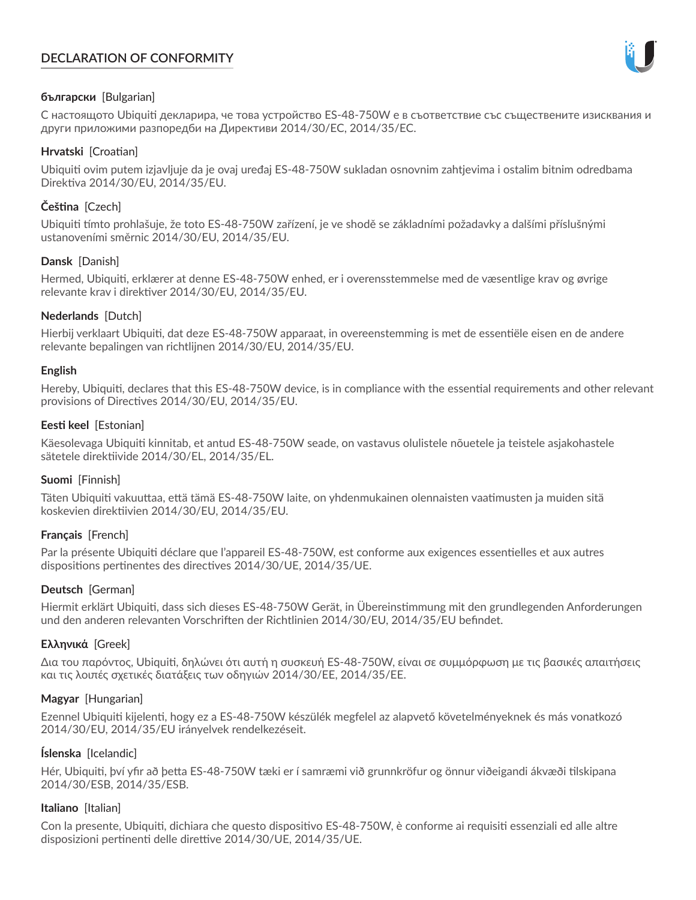# DECLARATION OF CONFORMITY

**български** [Bulgarian]

С настоящото Ubiquiti декларира, че това устройство ES-48-750W е в съответствие със съществените изисквания и други приложими разпоредби на Директиви 2014/30/ЕС, 2014/35/ЕС.

**Hrvatski** [Croatian]

Ubiquiti ovim putem izjavljuje da je ovaj uređaj ES-48-750W sukladan osnovnim zahtjevima i ostalim bitnim odredbama Direktiva 2014/30/EU, 2014/35/EU.

**Čeština** [Czech]

Ubiquiti tímto prohlašuje, že toto ES-48-750W zařízení, je ve shodě se základními požadavky a dalšími příslušnými ustanoveními směrnic 2014/30/EU, 2014/35/EU.

**Dansk** [Danish]

Hermed, Ubiquiti, erklærer at denne ES-48-750W enhed, er i overensstemmelse med de væsentlige krav og øvrige relevante krav i direktiver 2014/30/EU, 2014/35/EU.

**Nederlands** [Dutch]

Hierbij verklaart Ubiquiti, dat deze ES-48-750W apparaat, in overeenstemming is met de essentiële eisen en de andere relevante bepalingen van richtlijnen 2014/30/EU, 2014/35/EU.

**English**

Hereby, Ubiquiti, declares that this ES-48-750W device, is in compliance with the essential requirements and other relevant provisions of Directives 2014/30/EU, 2014/35/EU.

**Eesti keel** [Estonian]

Käesolevaga Ubiquiti kinnitab, et antud ES-48-750W seade, on vastavus olulistele nõuetele ja teistele asjakohastele sätetele direktiivide 2014/30/EL, 2014/35/EL.

**Suomi** [Finnish]

Täten Ubiquiti vakuuttaa, että tämä ES-48-750W laite, on yhdenmukainen olennaisten vaatimusten ja muiden sitä koskevien direktiivien 2014/30/EU, 2014/35/EU.

**Français** [French]

Par la présente Ubiquiti déclare que l'appareil ES-48-750W, est conforme aux exigences essentielles et aux autres dispositions pertinentes des directives 2014/30/UE, 2014/35/UE.

**Deutsch** [German]

Hiermit erklärt Ubiquiti, dass sich dieses ES-48-750W Gerät, in Übereinstimmung mit den grundlegenden Anforderungen und den anderen relevanten Vorschriften der Richtlinien 2014/30/EU, 2014/35/EU befindet.

**Ελληνικά** [Greek]

Δια του παρόντος, Ubiquiti, δηλώνει ότι αυτή η συσκευή ES-48-750W, είναι σε συμμόρφωση με τις βασικές απαιτήσεις και τις λοιπές σχετικές διατάξεις των οδηγιών 2014/30/EE, 2014/35/EE.

**Magyar** [Hungarian]

Ezennel Ubiquiti kijelenti, hogy ez a ES-48-750W készülék megfelel az alapvető követelményeknek és más vonatkozó 2014/30/EU, 2014/35/EU irányelvek rendelkezéseit.

**Íslenska** [Icelandic]

Hér, Ubiquiti, því yfir að þetta ES-48-750W tæki er í samræmi við grunnkröfur og önnur viðeigandi ákvæði tilskipana 2014/30/ESB, 2014/35/ESB.

**Italiano** [Italian]

Con la presente, Ubiquiti, dichiara che questo dispositivo ES-48-750W, è conforme ai requisiti essenziali ed alle altre disposizioni pertinenti delle direttive 2014/30/UE, 2014/35/UE.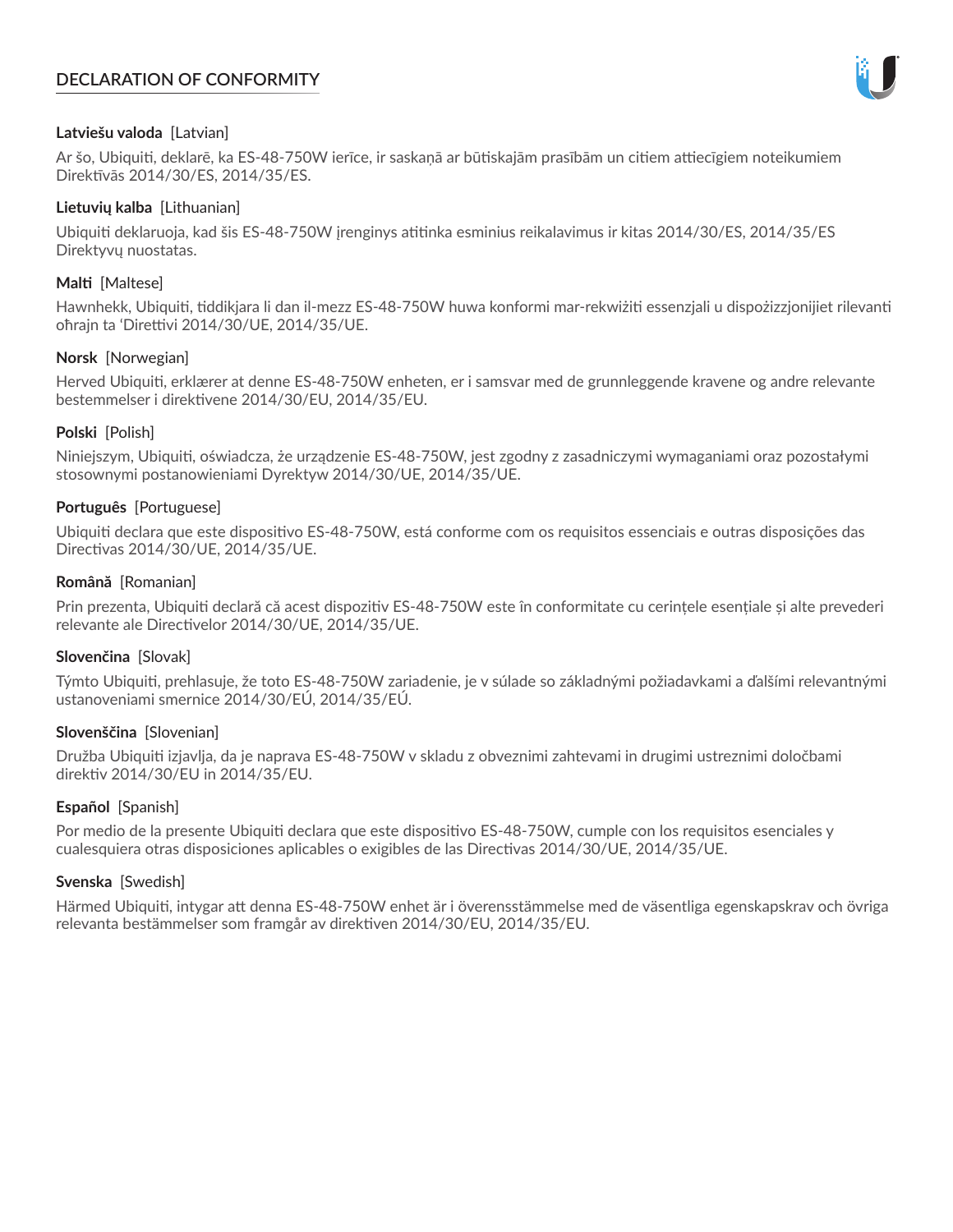# DECLARATION OF CONFORMITY

**Latviešu valoda** [Latvian]

Ar šo, Ubiquiti, deklarē, ka ES-48-750W ierīce, ir saskaņā ar būtiskajām prasībām un citiem attiecīgiem noteikumiem Direktīvās 2014/30/ES, 2014/35/ES.

**Lietuvių kalba** [Lithuanian]

Ubiquiti deklaruoja, kad šis ES-48-750W įrenginys atitinka esminius reikalavimus ir kitas 2014/30/ES, 2014/35/ES Direktyvų nuostatas.

**Malti** [Maltese]

Hawnhekk, Ubiquiti, tiddikjara li dan il-mezz ES-48-750W huwa konformi mar-rekwiżiti essenzjali u dispożizzjonijiet rilevanti oħrajn ta 'Direttivi 2014/30/UE, 2014/35/UE.

**Norsk** [Norwegian]

Herved Ubiquiti, erklærer at denne ES-48-750W enheten, er i samsvar med de grunnleggende kravene og andre relevante bestemmelser i direktivene 2014/30/EU, 2014/35/EU.

**Polski** [Polish]

Niniejszym, Ubiquiti, oświadcza, że urządzenie ES-48-750W, jest zgodny z zasadniczymi wymaganiami oraz pozostałymi stosownymi postanowieniami Dyrektyw 2014/30/UE, 2014/35/UE.

**Português** [Portuguese]

Ubiquiti declara que este dispositivo ES-48-750W, está conforme com os requisitos essenciais e outras disposições das Directivas 2014/30/UE, 2014/35/UE.

**Română** [Romanian]

Prin prezenta, Ubiquiti declară că acest dispozitiv ES-48-750W este în conformitate cu cerințele esențiale și alte prevederi relevante ale Directivelor 2014/30/UE, 2014/35/UE.

**Slovenčina** [Slovak]

Týmto Ubiquiti, prehlasuje, že toto ES-48-750W zariadenie, je v súlade so základnými požiadavkami a ďalšími relevantnými ustanoveniami smernice 2014/30/EÚ, 2014/35/EÚ.

**Slovenščina** [Slovenian]

Družba Ubiquiti izjavlja, da je naprava ES-48-750W v skladu z obveznimi zahtevami in drugimi ustreznimi določbami direktiv 2014/30/EU in 2014/35/EU.

**Español** [Spanish]

Por medio de la presente Ubiquiti declara que este dispositivo ES-48-750W, cumple con los requisitos esenciales y cualesquiera otras disposiciones aplicables o exigibles de las Directivas 2014/30/UE, 2014/35/UE.

**Svenska** [Swedish]

Härmed Ubiquiti, intygar att denna ES-48-750W enhet är i överensstämmelse med de väsentliga egenskapskrav och övriga relevanta bestämmelser som framgår av direktiven 2014/30/EU, 2014/35/EU.